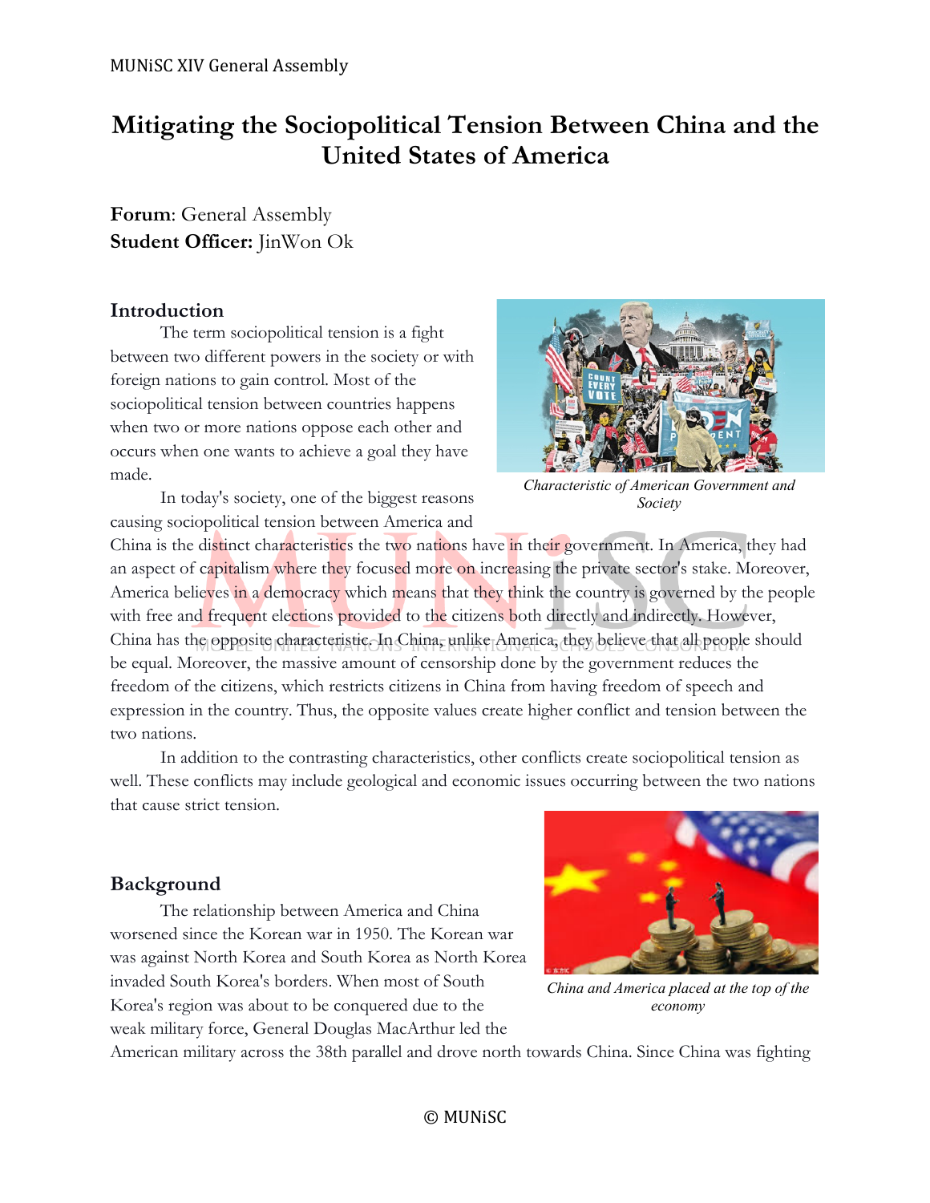# Mitigating the Sociopolitical Tension Between China and the United States of America

**Forum**: General Assembly
**Student Officer:** JinWon Ok

## Introduction

The term sociopolitical tension is a fight between two different powers in the society or with foreign nations to gain control. Most of the sociopolitical tension between countries happens when two or more nations oppose each other and occurs when one wants to achieve a goal they have made.

*Characteristic of American Government and Society*

In today's society, one of the biggest reasons causing sociopolitical tension between America and China is the distinct characteristics the two nations have in their government. In America, they had an aspect of capitalism where they focused more on increasing the private sector's stake. Moreover, America believes in a democracy which means that they think the country is governed by the people with free and frequent elections provided to the citizens both directly and indirectly. However, China has the opposite characteristic. In China, unlike America, they believe that all people should be equal. Moreover, the massive amount of censorship done by the government reduces the freedom of the citizens, which restricts citizens in China from having freedom of speech and expression in the country. Thus, the opposite values create higher conflict and tension between the two nations.

In addition to the contrasting characteristics, other conflicts create sociopolitical tension as well. These conflicts may include geological and economic issues occurring between the two nations that cause strict tension.

## Background

*China and America placed at the top of the economy*

The relationship between America and China worsened since the Korean war in 1950. The Korean war was against North Korea and South Korea as North Korea invaded South Korea's borders. When most of South Korea's region was about to be conquered due to the weak military force, General Douglas MacArthur led the American military across the 38th parallel and drove north towards China. Since China was fighting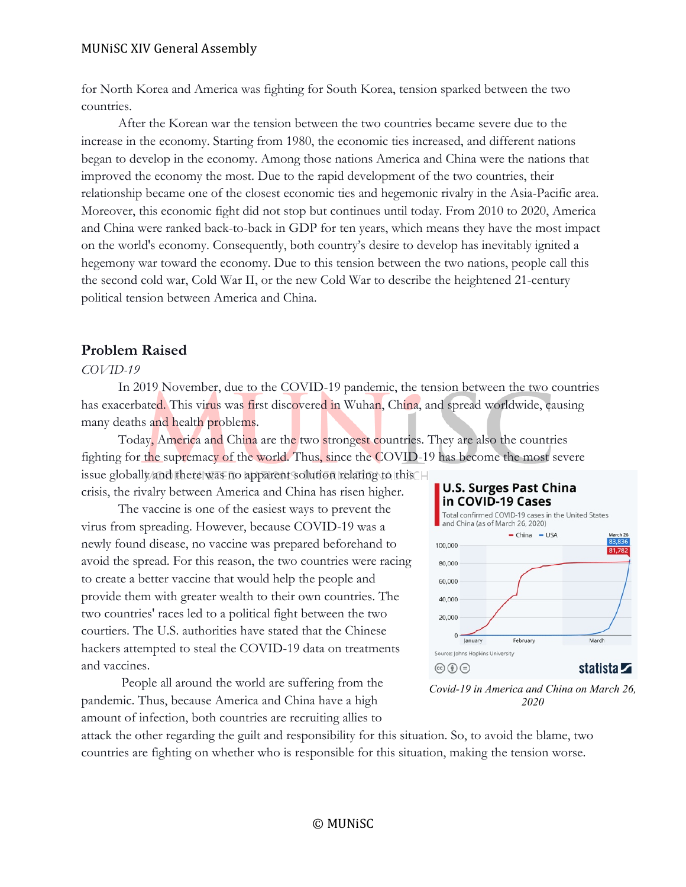for North Korea and America was fighting for South Korea, tension sparked between the two countries.

After the Korean war the tension between the two countries became severe due to the increase in the economy. Starting from 1980, the economic ties increased, and different nations began to develop in the economy. Among those nations America and China were the nations that improved the economy the most. Due to the rapid development of the two countries, their relationship became one of the closest economic ties and hegemonic rivalry in the Asia-Pacific area. Moreover, this economic fight did not stop but continues until today. From 2010 to 2020, America and China were ranked back-to-back in GDP for ten years, which means they have the most impact on the world's economy. Consequently, both country's desire to develop has inevitably ignited a hegemony war toward the economy. Due to this tension between the two nations, people call this the second cold war, Cold War II, or the new Cold War to describe the heightened 21-century political tension between America and China.

## Problem Raised

*COVID-19*

In 2019 November, due to the COVID-19 pandemic, the tension between the two countries has exacerbated. This virus was first discovered in Wuhan, China, and spread worldwide, causing many deaths and health problems.

Today, America and China are the two strongest countries. They are also the countries fighting for the supremacy of the world. Thus, since the COVID-19 has become the most severe issue globally and there was no apparent solution relating to this crisis, the rivalry between America and China has risen higher.

The vaccine is one of the easiest ways to prevent the virus from spreading. However, because COVID-19 was a newly found disease, no vaccine was prepared beforehand to avoid the spread. For this reason, the two countries were racing to create a better vaccine that would help the people and provide them with greater wealth to their own countries. The two countries' races led to a political fight between the two courtiers. The U.S. authorities have stated that the Chinese hackers attempted to steal the COVID-19 data on treatments and vaccines.

**U.S. Surges Past China in COVID-19 Cases**

Total confirmed COVID-19 cases in the United States and China (as of March 26, 2020)

China — USA

March 26

83,836

81,782

100,000

80,000

60,000

40,000

20,000

0

January February March

Source: Johns Hopkins University

statista

*Covid-19 in America and China on March 26, 2020*

People all around the world are suffering from the pandemic. Thus, because America and China have a high amount of infection, both countries are recruiting allies to attack the other regarding the guilt and responsibility for this situation. So, to avoid the blame, two countries are fighting on whether who is responsible for this situation, making the tension worse.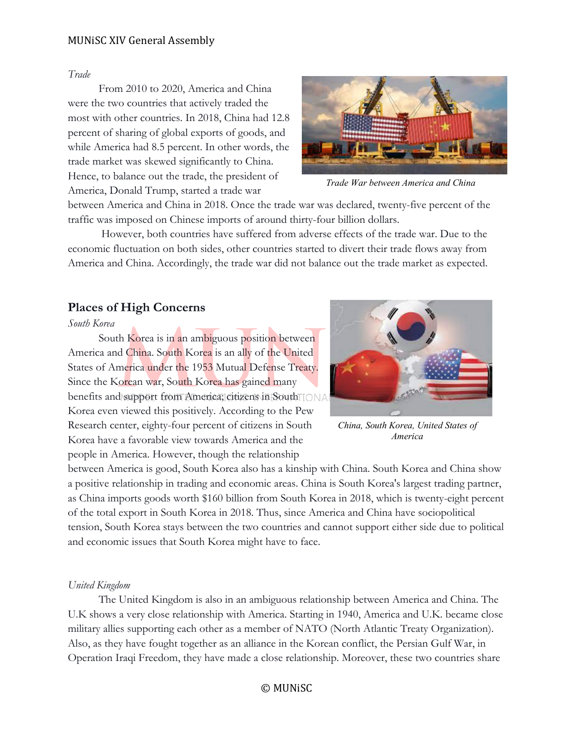*Trade*

From 2010 to 2020, America and China were the two countries that actively traded the most with other countries. In 2018, China had 12.8 percent of sharing of global exports of goods, and while America had 8.5 percent. In other words, the trade market was skewed significantly to China. Hence, to balance out the trade, the president of America, Donald Trump, started a trade war between America and China in 2018. Once the trade war was declared, twenty-five percent of the traffic was imposed on Chinese imports of around thirty-four billion dollars.

*Trade War between America and China*

However, both countries have suffered from adverse effects of the trade war. Due to the economic fluctuation on both sides, other countries started to divert their trade flows away from America and China. Accordingly, the trade war did not balance out the trade market as expected.

## Places of High Concerns

*South Korea*

South Korea is in an ambiguous position between America and China. South Korea is an ally of the United States of America under the 1953 Mutual Defense Treaty. Since the Korean war, South Korea has gained many benefits and support from America; citizens in South Korea even viewed this positively. According to the Pew Research center, eighty-four percent of citizens in South Korea have a favorable view towards America and the people in America. However, though the relationship between America is good, South Korea also has a kinship with China. South Korea and China show a positive relationship in trading and economic areas. China is South Korea's largest trading partner, as China imports goods worth $160 billion from South Korea in 2018, which is twenty-eight percent of the total export in South Korea in 2018. Thus, since America and China have sociopolitical tension, South Korea stays between the two countries and cannot support either side due to political and economic issues that South Korea might have to face.

*China, South Korea, United States of America*

*United Kingdom*

The United Kingdom is also in an ambiguous relationship between America and China. The U.K shows a very close relationship with America. Starting in 1940, America and U.K. became close military allies supporting each other as a member of NATO (North Atlantic Treaty Organization). Also, as they have fought together as an alliance in the Korean conflict, the Persian Gulf War, in Operation Iraqi Freedom, they have made a close relationship. Moreover, these two countries share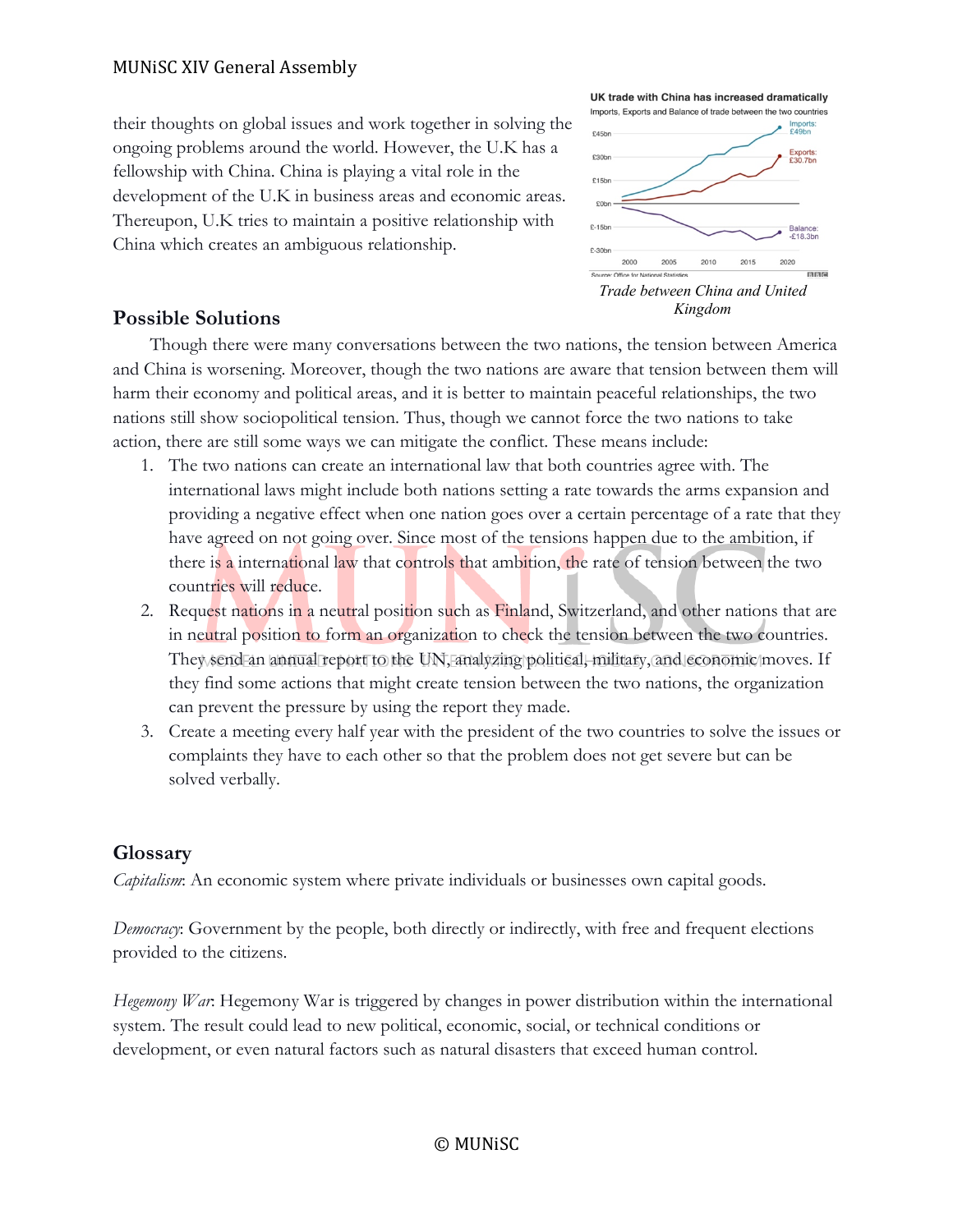their thoughts on global issues and work together in solving the ongoing problems around the world. However, the U.K has a fellowship with China. China is playing a vital role in the development of the U.K in business areas and economic areas. Thereupon, U.K tries to maintain a positive relationship with China which creates an ambiguous relationship.

UK trade with China has increased dramatically
Imports, Exports and Balance of trade between the two countries
£45bn
£30bn
£15bn
£0bn
£-15bn
£-30bn
2000
2005
2010
2015
2020
Imports: £49bn
Exports: £30.7bn
Balance: -£18.3bn
Source: Office for National Statistics
BBC

*Trade between China and United Kingdom*

## Possible Solutions

Though there were many conversations between the two nations, the tension between America and China is worsening. Moreover, though the two nations are aware that tension between them will harm their economy and political areas, and it is better to maintain peaceful relationships, the two nations still show sociopolitical tension. Thus, though we cannot force the two nations to take action, there are still some ways we can mitigate the conflict. These means include:

1. The two nations can create an international law that both countries agree with. The international laws might include both nations setting a rate towards the arms expansion and providing a negative effect when one nation goes over a certain percentage of a rate that they have agreed on not going over. Since most of the tensions happen due to the ambition, if there is a international law that controls that ambition, the rate of tension between the two countries will reduce.
2. Request nations in a neutral position such as Finland, Switzerland, and other nations that are in neutral position to form an organization to check the tension between the two countries. They send an annual report to the UN, analyzing political, military, and economic moves. If they find some actions that might create tension between the two nations, the organization can prevent the pressure by using the report they made.
3. Create a meeting every half year with the president of the two countries to solve the issues or complaints they have to each other so that the problem does not get severe but can be solved verbally.

## Glossary

*Capitalism*: An economic system where private individuals or businesses own capital goods.

*Democracy*: Government by the people, both directly or indirectly, with free and frequent elections provided to the citizens.

*Hegemony War*: Hegemony War is triggered by changes in power distribution within the international system. The result could lead to new political, economic, social, or technical conditions or development, or even natural factors such as natural disasters that exceed human control.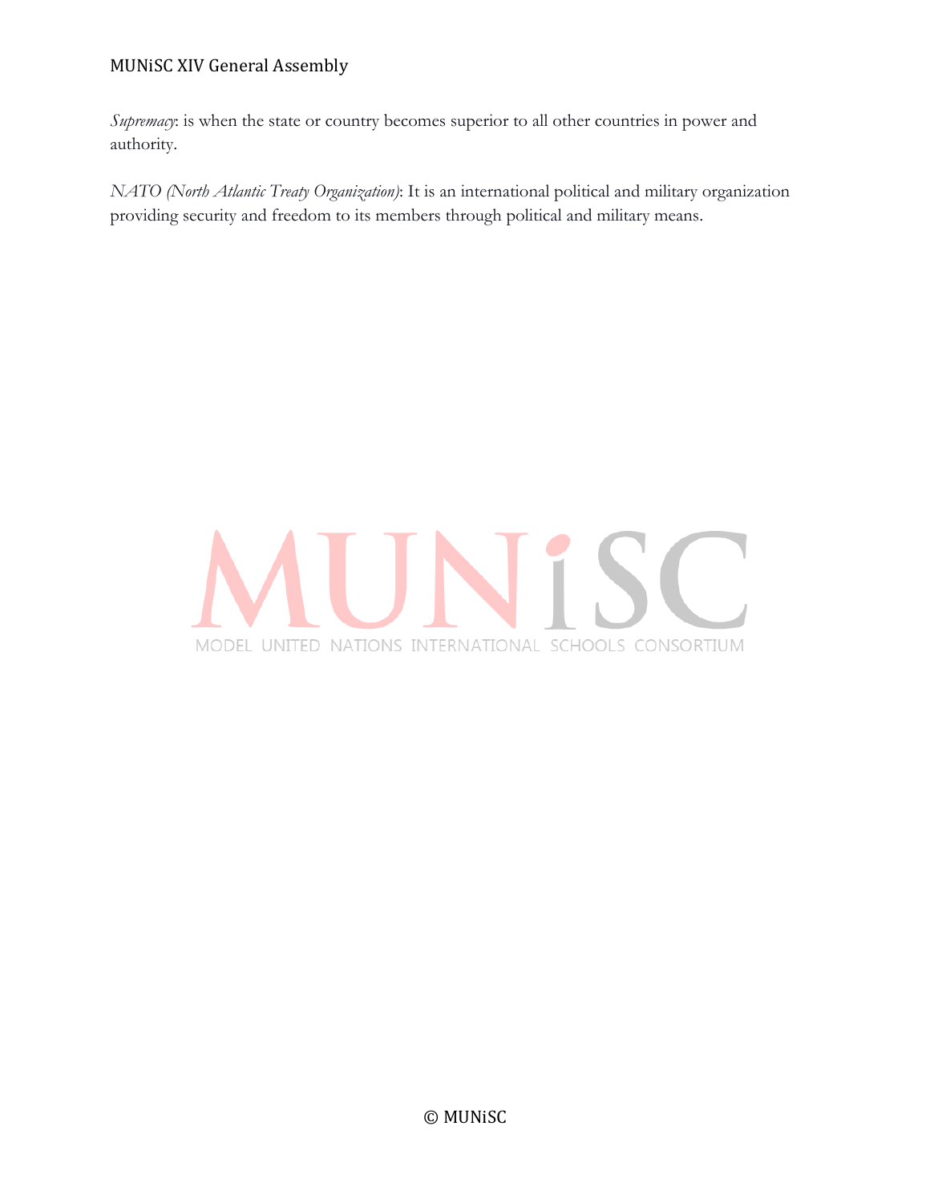*Supremacy*: is when the state or country becomes superior to all other countries in power and authority.

*NATO (North Atlantic Treaty Organization)*: It is an international political and military organization providing security and freedom to its members through political and military means.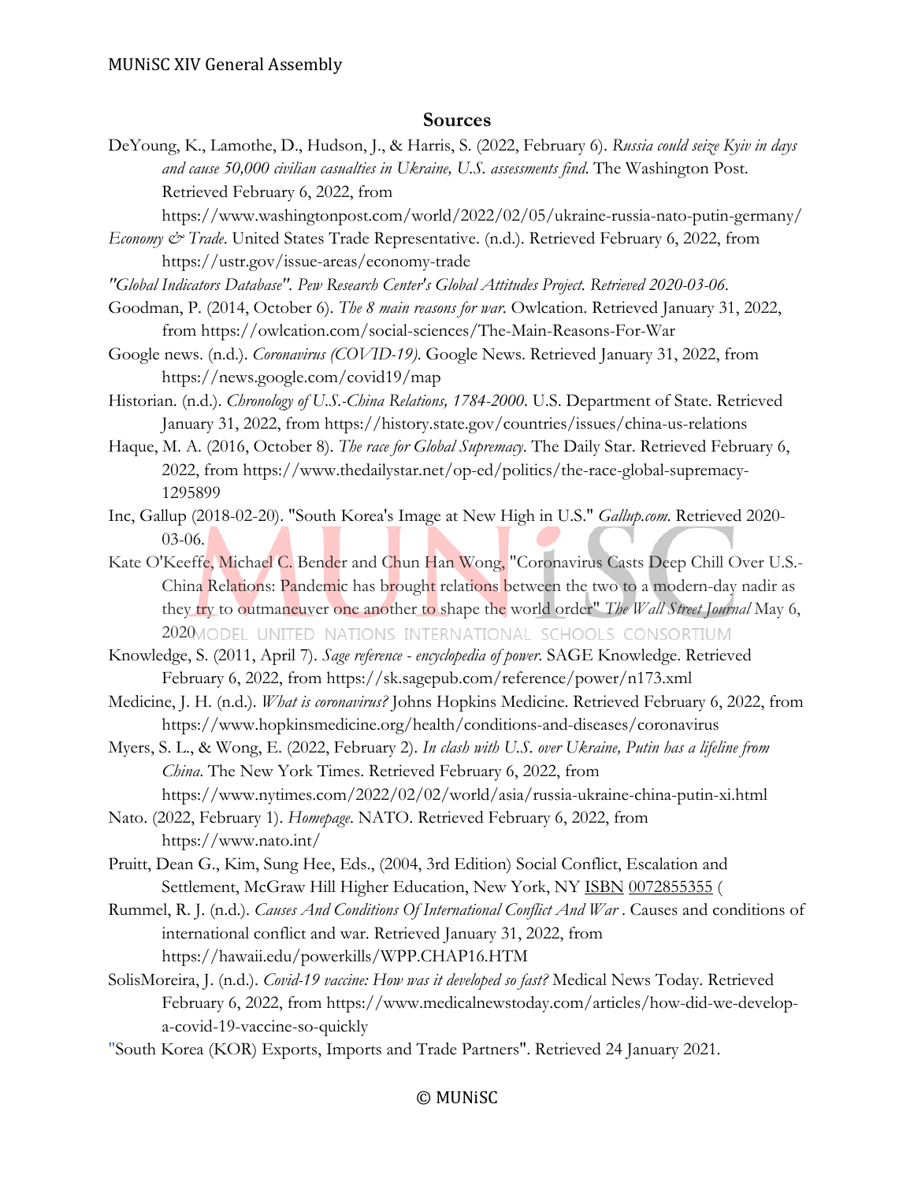## Sources

DeYoung, K., Lamothe, D., Hudson, J., & Harris, S. (2022, February 6). *Russia could seize Kyiv in days and cause 50,000 civilian casualties in Ukraine, U.S. assessments find*. The Washington Post. Retrieved February 6, 2022, from https://www.washingtonpost.com/world/2022/02/05/ukraine-russia-nato-putin-germany/

*Economy & Trade*. United States Trade Representative. (n.d.). Retrieved February 6, 2022, from https://ustr.gov/issue-areas/economy-trade

*"Global Indicators Database". Pew Research Center's Global Attitudes Project. Retrieved 2020-03-06.*

Goodman, P. (2014, October 6). *The 8 main reasons for war*. Owlcation. Retrieved January 31, 2022, from https://owlcation.com/social-sciences/The-Main-Reasons-For-War

Google news. (n.d.). *Coronavirus (COVID-19)*. Google News. Retrieved January 31, 2022, from https://news.google.com/covid19/map

Historian. (n.d.). *Chronology of U.S.-China Relations, 1784-2000*. U.S. Department of State. Retrieved January 31, 2022, from https://history.state.gov/countries/issues/china-us-relations

Haque, M. A. (2016, October 8). *The race for Global Supremacy*. The Daily Star. Retrieved February 6, 2022, from https://www.thedailystar.net/op-ed/politics/the-race-global-supremacy-1295899

Inc, Gallup (2018-02-20). "South Korea's Image at New High in U.S." *Gallup.com*. Retrieved 2020-03-06.

Kate O'Keeffe, Michael C. Bender and Chun Han Wong, "Coronavirus Casts Deep Chill Over U.S.-China Relations: Pandemic has brought relations between the two to a modern-day nadir as they try to outmaneuver one another to shape the world order" *The Wall Street Journal* May 6, 2020

Knowledge, S. (2011, April 7). *Sage reference - encyclopedia of power*. SAGE Knowledge. Retrieved February 6, 2022, from https://sk.sagepub.com/reference/power/n173.xml

Medicine, J. H. (n.d.). *What is coronavirus?* Johns Hopkins Medicine. Retrieved February 6, 2022, from https://www.hopkinsmedicine.org/health/conditions-and-diseases/coronavirus

Myers, S. L., & Wong, E. (2022, February 2). *In clash with U.S. over Ukraine, Putin has a lifeline from China*. The New York Times. Retrieved February 6, 2022, from https://www.nytimes.com/2022/02/02/world/asia/russia-ukraine-china-putin-xi.html

Nato. (2022, February 1). *Homepage*. NATO. Retrieved February 6, 2022, from https://www.nato.int/

Pruitt, Dean G., Kim, Sung Hee, Eds., (2004, 3rd Edition) Social Conflict, Escalation and Settlement, McGraw Hill Higher Education, New York, NY ISBN 0072855355 (

Rummel, R. J. (n.d.). *Causes And Conditions Of International Conflict And War* . Causes and conditions of international conflict and war. Retrieved January 31, 2022, from https://hawaii.edu/powerkills/WPP.CHAP16.HTM

SolisMoreira, J. (n.d.). *Covid-19 vaccine: How was it developed so fast?* Medical News Today. Retrieved February 6, 2022, from https://www.medicalnewstoday.com/articles/how-did-we-develop-a-covid-19-vaccine-so-quickly

"South Korea (KOR) Exports, Imports and Trade Partners". Retrieved 24 January 2021.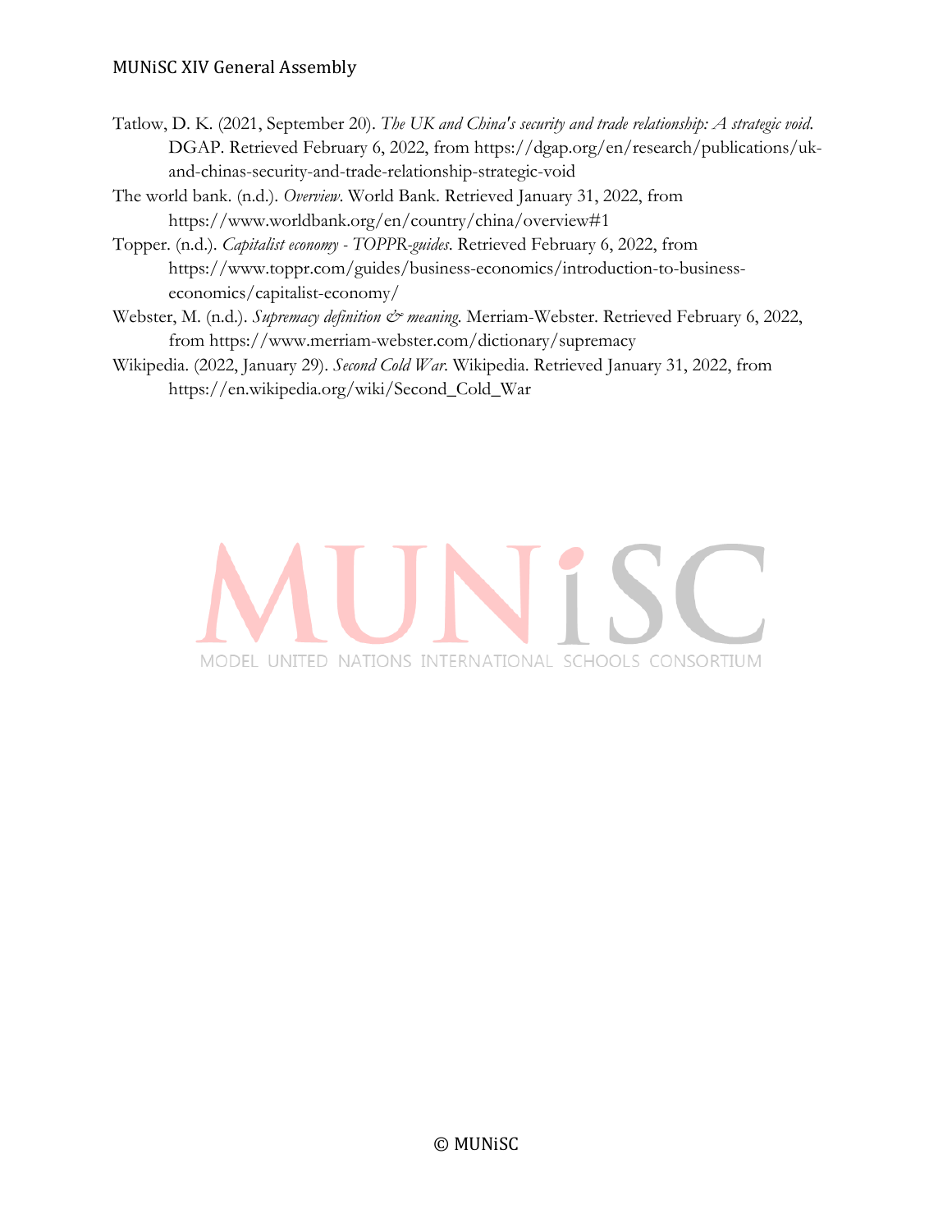Tatlow, D. K. (2021, September 20). *The UK and China's security and trade relationship: A strategic void*. DGAP. Retrieved February 6, 2022, from https://dgap.org/en/research/publications/uk-and-chinas-security-and-trade-relationship-strategic-void

The world bank. (n.d.). *Overview*. World Bank. Retrieved January 31, 2022, from https://www.worldbank.org/en/country/china/overview#1

Topper. (n.d.). *Capitalist economy - TOPPR-guides*. Retrieved February 6, 2022, from https://www.toppr.com/guides/business-economics/introduction-to-business-economics/capitalist-economy/

Webster, M. (n.d.). *Supremacy definition & meaning*. Merriam-Webster. Retrieved February 6, 2022, from https://www.merriam-webster.com/dictionary/supremacy

Wikipedia. (2022, January 29). *Second Cold War*. Wikipedia. Retrieved January 31, 2022, from https://en.wikipedia.org/wiki/Second_Cold_War